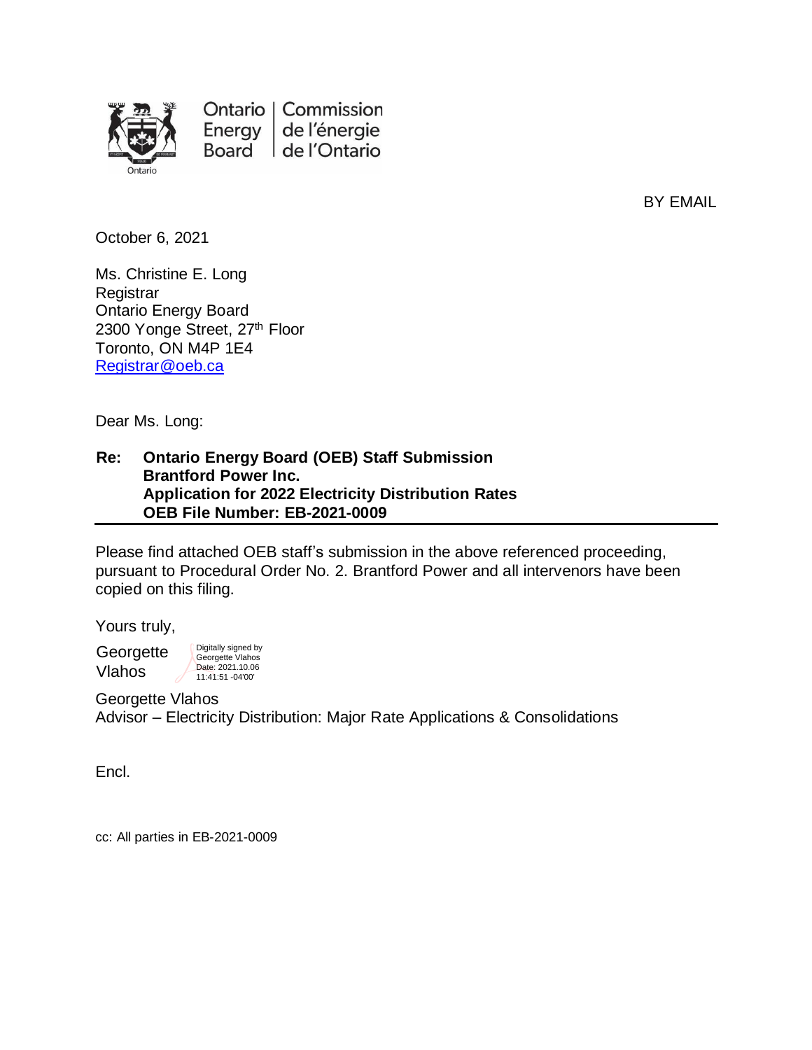Ontario Energy Board | Commission de l'énergie de l'Ontario

BY EMAIL

October 6, 2021

Ms. Christine E. Long  
Registrar  
Ontario Energy Board  
2300 Yonge Street, 27th Floor  
Toronto, ON M4P 1E4  
Registrar@oeb.ca

Dear Ms. Long:

**Re: Ontario Energy Board (OEB) Staff Submission**  
**Brantford Power Inc.**  
**Application for 2022 Electricity Distribution Rates**  
**OEB File Number: EB-2021-0009**

Please find attached OEB staff's submission in the above referenced proceeding, pursuant to Procedural Order No. 2. Brantford Power and all intervenors have been copied on this filing.

Yours truly,

Georgette Vlahos  
Digitally signed by Georgette Vlahos  
Date: 2021.10.06 11:41:51 -04'00'

Georgette Vlahos  
Advisor – Electricity Distribution: Major Rate Applications & Consolidations

Encl.

cc: All parties in EB-2021-0009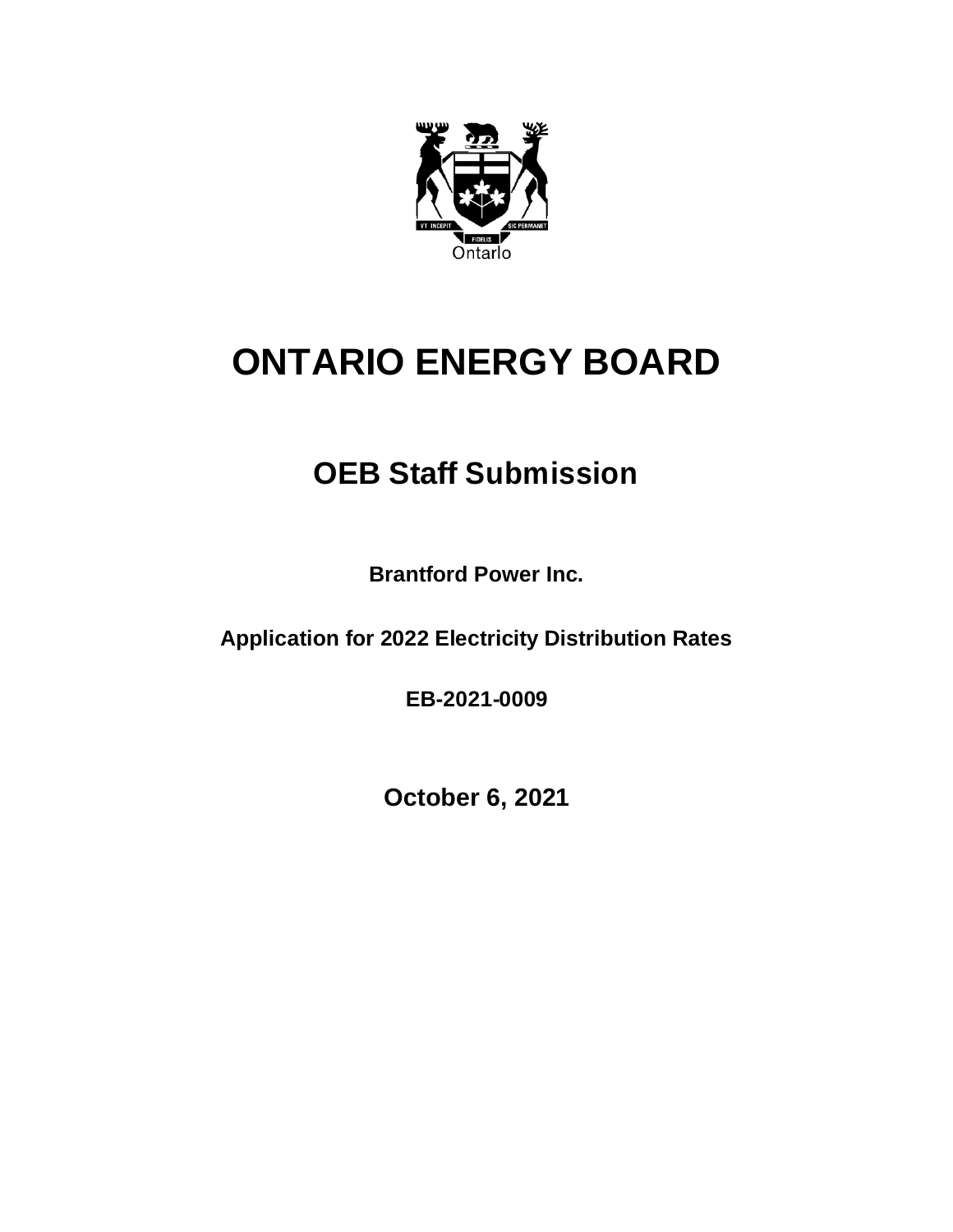# ONTARIO ENERGY BOARD

## OEB Staff Submission

**Brantford Power Inc.**

**Application for 2022 Electricity Distribution Rates**

**EB-2021-0009**

**October 6, 2021**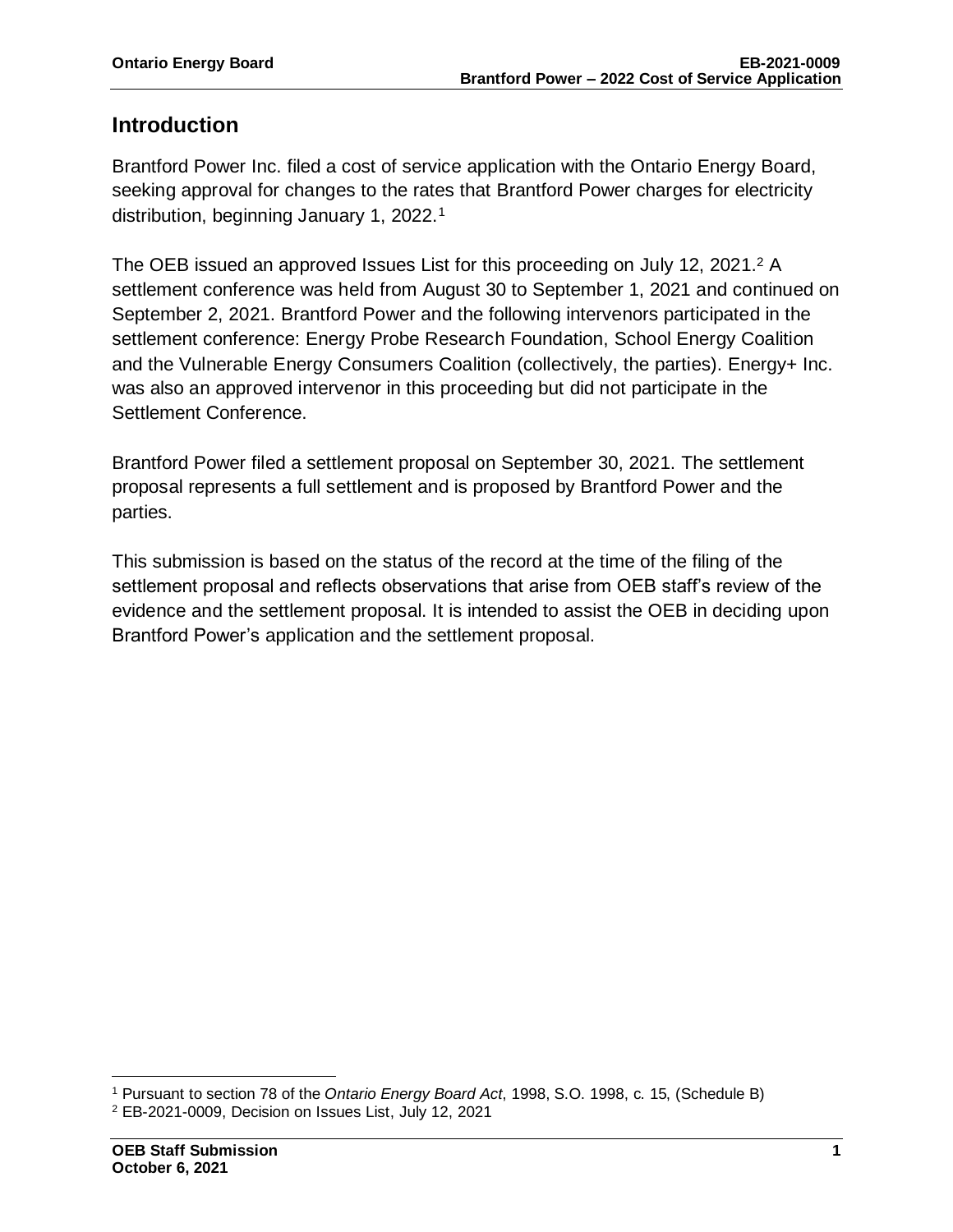## Introduction

Brantford Power Inc. filed a cost of service application with the Ontario Energy Board, seeking approval for changes to the rates that Brantford Power charges for electricity distribution, beginning January 1, 2022.[1]

The OEB issued an approved Issues List for this proceeding on July 12, 2021.[2] A settlement conference was held from August 30 to September 1, 2021 and continued on September 2, 2021. Brantford Power and the following intervenors participated in the settlement conference: Energy Probe Research Foundation, School Energy Coalition and the Vulnerable Energy Consumers Coalition (collectively, the parties). Energy+ Inc. was also an approved intervenor in this proceeding but did not participate in the Settlement Conference.

Brantford Power filed a settlement proposal on September 30, 2021. The settlement proposal represents a full settlement and is proposed by Brantford Power and the parties.

This submission is based on the status of the record at the time of the filing of the settlement proposal and reflects observations that arise from OEB staff's review of the evidence and the settlement proposal. It is intended to assist the OEB in deciding upon Brantford Power's application and the settlement proposal.

---

[1] Pursuant to section 78 of the *Ontario Energy Board Act*, 1998, S.O. 1998, c. 15, (Schedule B)

[2] EB-2021-0009, Decision on Issues List, July 12, 2021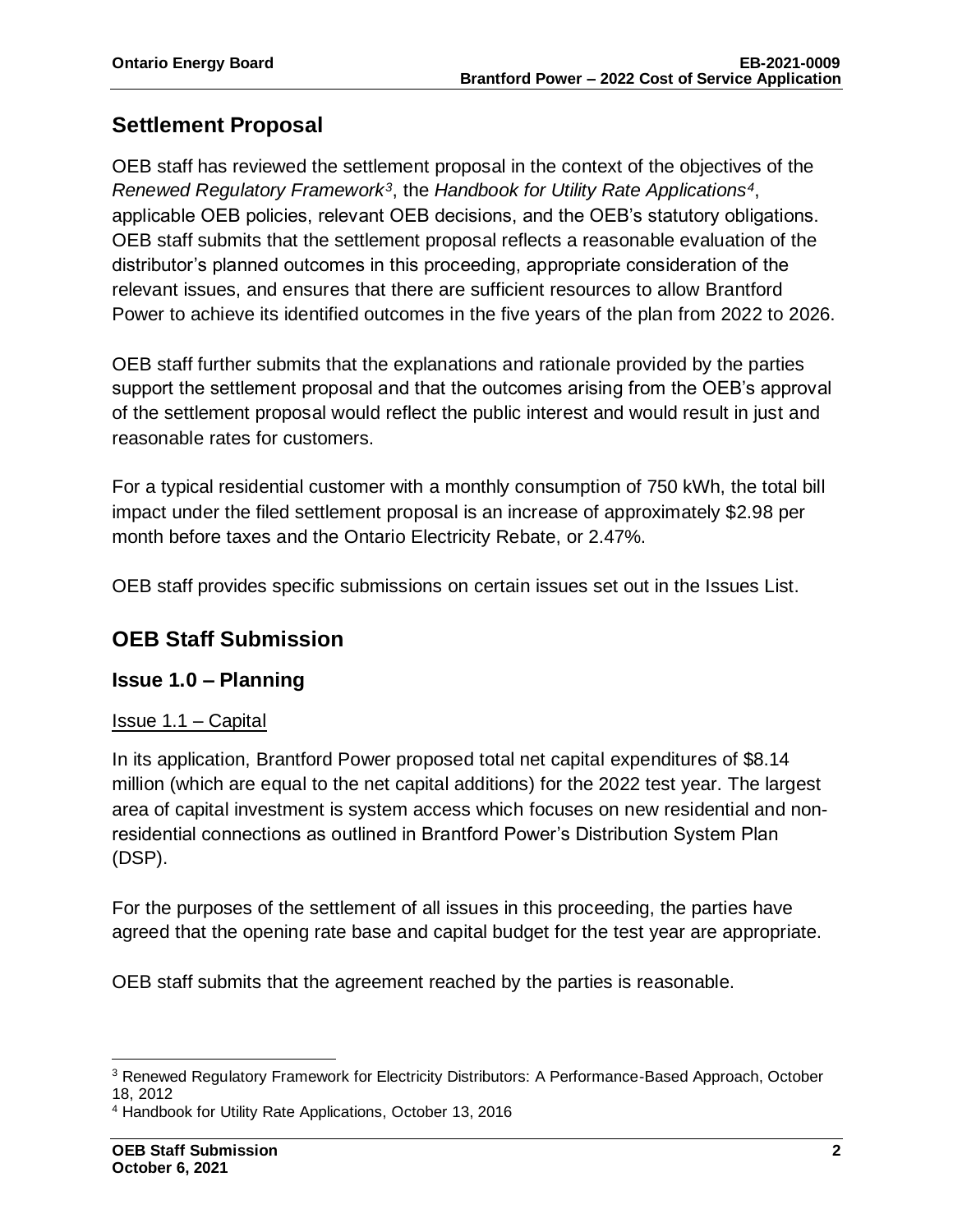## Settlement Proposal

OEB staff has reviewed the settlement proposal in the context of the objectives of the *Renewed Regulatory Framework*[3], the *Handbook for Utility Rate Applications*[4], applicable OEB policies, relevant OEB decisions, and the OEB's statutory obligations. OEB staff submits that the settlement proposal reflects a reasonable evaluation of the distributor's planned outcomes in this proceeding, appropriate consideration of the relevant issues, and ensures that there are sufficient resources to allow Brantford Power to achieve its identified outcomes in the five years of the plan from 2022 to 2026.

OEB staff further submits that the explanations and rationale provided by the parties support the settlement proposal and that the outcomes arising from the OEB's approval of the settlement proposal would reflect the public interest and would result in just and reasonable rates for customers.

For a typical residential customer with a monthly consumption of 750 kWh, the total bill impact under the filed settlement proposal is an increase of approximately $2.98 per month before taxes and the Ontario Electricity Rebate, or 2.47%.

OEB staff provides specific submissions on certain issues set out in the Issues List.

## OEB Staff Submission

### Issue 1.0 – Planning

<u>Issue 1.1 – Capital</u>

In its application, Brantford Power proposed total net capital expenditures of $8.14 million (which are equal to the net capital additions) for the 2022 test year. The largest area of capital investment is system access which focuses on new residential and non-residential connections as outlined in Brantford Power's Distribution System Plan (DSP).

For the purposes of the settlement of all issues in this proceeding, the parties have agreed that the opening rate base and capital budget for the test year are appropriate.

OEB staff submits that the agreement reached by the parties is reasonable.

---

[3] Renewed Regulatory Framework for Electricity Distributors: A Performance-Based Approach, October 18, 2012

[4] Handbook for Utility Rate Applications, October 13, 2016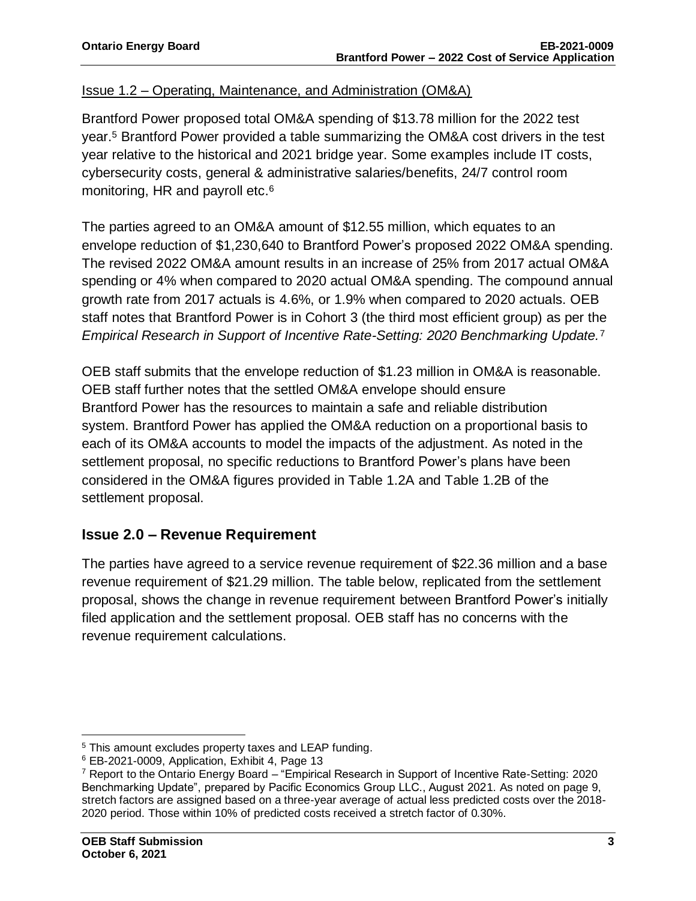Issue 1.2 – Operating, Maintenance, and Administration (OM&A)

Brantford Power proposed total OM&A spending of $13.78 million for the 2022 test year.[5] Brantford Power provided a table summarizing the OM&A cost drivers in the test year relative to the historical and 2021 bridge year. Some examples include IT costs, cybersecurity costs, general & administrative salaries/benefits, 24/7 control room monitoring, HR and payroll etc.[6]

The parties agreed to an OM&A amount of $12.55 million, which equates to an envelope reduction of $1,230,640 to Brantford Power's proposed 2022 OM&A spending. The revised 2022 OM&A amount results in an increase of 25% from 2017 actual OM&A spending or 4% when compared to 2020 actual OM&A spending. The compound annual growth rate from 2017 actuals is 4.6%, or 1.9% when compared to 2020 actuals. OEB staff notes that Brantford Power is in Cohort 3 (the third most efficient group) as per the *Empirical Research in Support of Incentive Rate-Setting: 2020 Benchmarking Update.*[7]

OEB staff submits that the envelope reduction of $1.23 million in OM&A is reasonable. OEB staff further notes that the settled OM&A envelope should ensure Brantford Power has the resources to maintain a safe and reliable distribution system. Brantford Power has applied the OM&A reduction on a proportional basis to each of its OM&A accounts to model the impacts of the adjustment. As noted in the settlement proposal, no specific reductions to Brantford Power's plans have been considered in the OM&A figures provided in Table 1.2A and Table 1.2B of the settlement proposal.

## Issue 2.0 – Revenue Requirement

The parties have agreed to a service revenue requirement of $22.36 million and a base revenue requirement of $21.29 million. The table below, replicated from the settlement proposal, shows the change in revenue requirement between Brantford Power's initially filed application and the settlement proposal. OEB staff has no concerns with the revenue requirement calculations.

[5] This amount excludes property taxes and LEAP funding.

[6] EB-2021-0009, Application, Exhibit 4, Page 13

[7] Report to the Ontario Energy Board – "Empirical Research in Support of Incentive Rate-Setting: 2020 Benchmarking Update", prepared by Pacific Economics Group LLC., August 2021. As noted on page 9, stretch factors are assigned based on a three-year average of actual less predicted costs over the 2018-2020 period. Those within 10% of predicted costs received a stretch factor of 0.30%.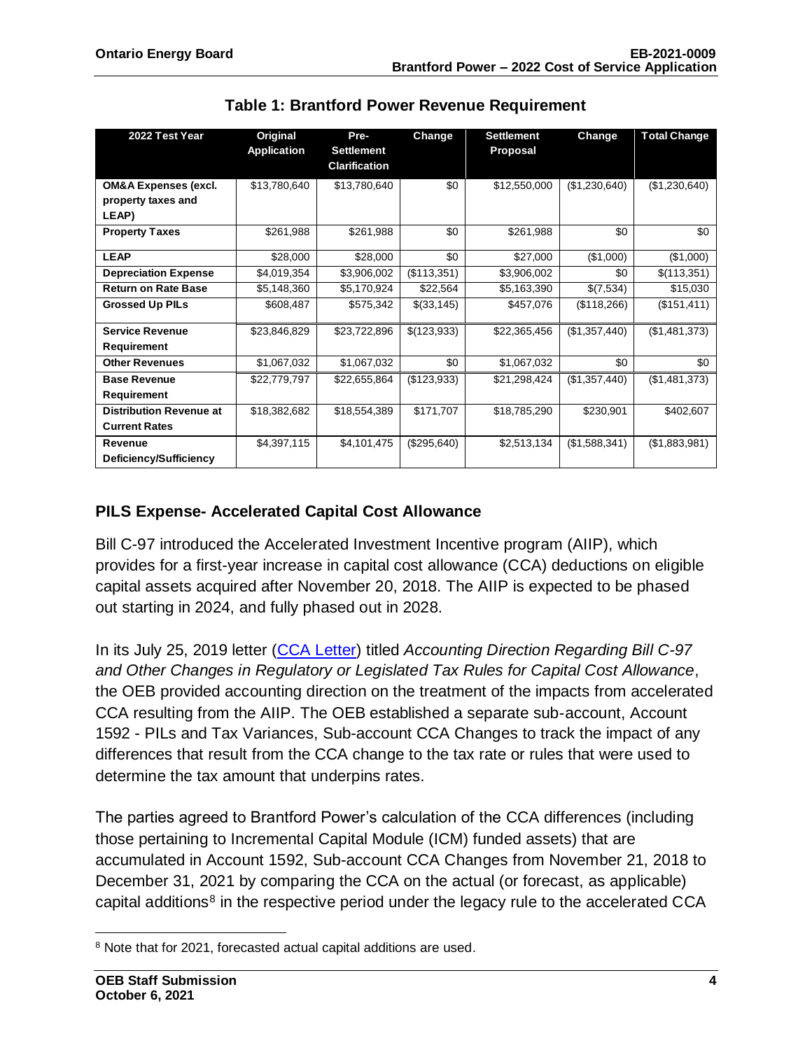**Table 1: Brantford Power Revenue Requirement**

| 2022 Test Year | Original Application | Pre-Settlement Clarification | Change | Settlement Proposal | Change | Total Change |
|---|---|---|---|---|---|---|
| **OM&A Expenses (excl. property taxes and LEAP)** | $13,780,640 | $13,780,640 | $0 | $12,550,000 | ($1,230,640) | ($1,230,640) |
| **Property Taxes** | $261,988 | $261,988 | $0 | $261,988 | $0 | $0 |
| **LEAP** | $28,000 | $28,000 | $0 | $27,000 | ($1,000) | ($1,000) |
| **Depreciation Expense** | $4,019,354 | $3,906,002 | ($113,351) | $3,906,002 | $0 | $(113,351) |
| **Return on Rate Base** | $5,148,360 | $5,170,924 | $22,564 | $5,163,390 | $(7,534) | $15,030 |
| **Grossed Up PILs** | $608,487 | $575,342 | $(33,145) | $457,076 | ($118,266) | ($151,411) |
| **Service Revenue Requirement** | $23,846,829 | $23,722,896 | $(123,933) | $22,365,456 | ($1,357,440) | ($1,481,373) |
| **Other Revenues** | $1,067,032 | $1,067,032 | $0 | $1,067,032 | $0 | $0 |
| **Base Revenue Requirement** | $22,779,797 | $22,655,864 | ($123,933) | $21,298,424 | ($1,357,440) | ($1,481,373) |
| **Distribution Revenue at Current Rates** | $18,382,682 | $18,554,389 | $171,707 | $18,785,290 | $230,901 | $402,607 |
| **Revenue Deficiency/Sufficiency** | $4,397,115 | $4,101,475 | ($295,640) | $2,513,134 | ($1,588,341) | ($1,883,981) |

## PILS Expense- Accelerated Capital Cost Allowance

Bill C-97 introduced the Accelerated Investment Incentive program (AIIP), which provides for a first-year increase in capital cost allowance (CCA) deductions on eligible capital assets acquired after November 20, 2018. The AIIP is expected to be phased out starting in 2024, and fully phased out in 2028.

In its July 25, 2019 letter (CCA Letter) titled *Accounting Direction Regarding Bill C-97 and Other Changes in Regulatory or Legislated Tax Rules for Capital Cost Allowance*, the OEB provided accounting direction on the treatment of the impacts from accelerated CCA resulting from the AIIP. The OEB established a separate sub-account, Account 1592 - PILs and Tax Variances, Sub-account CCA Changes to track the impact of any differences that result from the CCA change to the tax rate or rules that were used to determine the tax amount that underpins rates.

The parties agreed to Brantford Power's calculation of the CCA differences (including those pertaining to Incremental Capital Module (ICM) funded assets) that are accumulated in Account 1592, Sub-account CCA Changes from November 21, 2018 to December 31, 2021 by comparing the CCA on the actual (or forecast, as applicable) capital additions[8] in the respective period under the legacy rule to the accelerated CCA

[8] Note that for 2021, forecasted actual capital additions are used.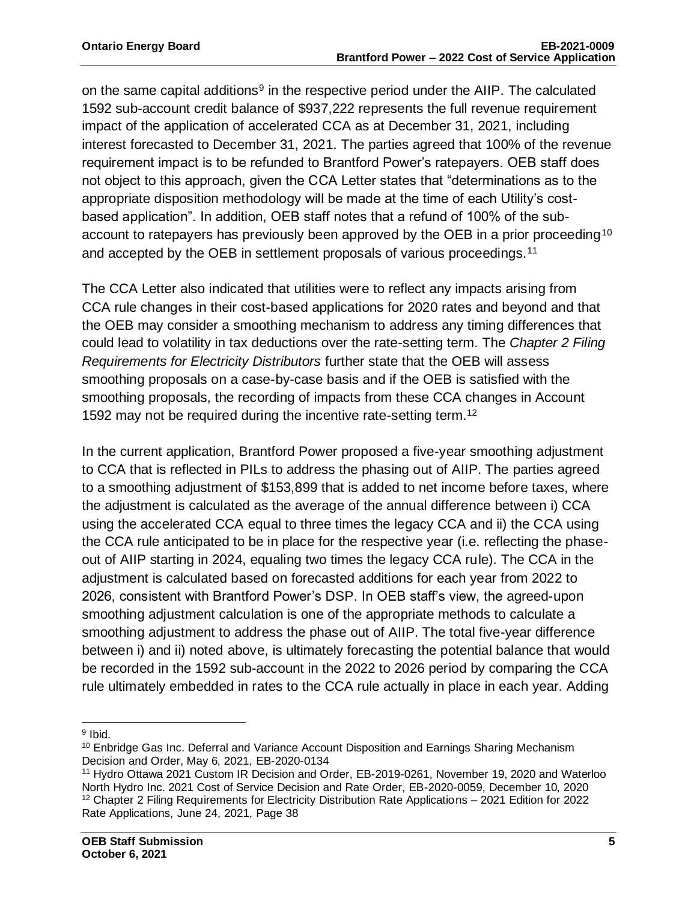on the same capital additions[9] in the respective period under the AIIP. The calculated 1592 sub-account credit balance of $937,222 represents the full revenue requirement impact of the application of accelerated CCA as at December 31, 2021, including interest forecasted to December 31, 2021. The parties agreed that 100% of the revenue requirement impact is to be refunded to Brantford Power's ratepayers. OEB staff does not object to this approach, given the CCA Letter states that "determinations as to the appropriate disposition methodology will be made at the time of each Utility's cost-based application". In addition, OEB staff notes that a refund of 100% of the sub-account to ratepayers has previously been approved by the OEB in a prior proceeding[10] and accepted by the OEB in settlement proposals of various proceedings.[11]

The CCA Letter also indicated that utilities were to reflect any impacts arising from CCA rule changes in their cost-based applications for 2020 rates and beyond and that the OEB may consider a smoothing mechanism to address any timing differences that could lead to volatility in tax deductions over the rate-setting term. The *Chapter 2 Filing Requirements for Electricity Distributors* further state that the OEB will assess smoothing proposals on a case-by-case basis and if the OEB is satisfied with the smoothing proposals, the recording of impacts from these CCA changes in Account 1592 may not be required during the incentive rate-setting term.[12]

In the current application, Brantford Power proposed a five-year smoothing adjustment to CCA that is reflected in PILs to address the phasing out of AIIP. The parties agreed to a smoothing adjustment of $153,899 that is added to net income before taxes, where the adjustment is calculated as the average of the annual difference between i) CCA using the accelerated CCA equal to three times the legacy CCA and ii) the CCA using the CCA rule anticipated to be in place for the respective year (i.e. reflecting the phase-out of AIIP starting in 2024, equaling two times the legacy CCA rule). The CCA in the adjustment is calculated based on forecasted additions for each year from 2022 to 2026, consistent with Brantford Power's DSP. In OEB staff's view, the agreed-upon smoothing adjustment calculation is one of the appropriate methods to calculate a smoothing adjustment to address the phase out of AIIP. The total five-year difference between i) and ii) noted above, is ultimately forecasting the potential balance that would be recorded in the 1592 sub-account in the 2022 to 2026 period by comparing the CCA rule ultimately embedded in rates to the CCA rule actually in place in each year. Adding

---

[9] Ibid.

[10] Enbridge Gas Inc. Deferral and Variance Account Disposition and Earnings Sharing Mechanism Decision and Order, May 6, 2021, EB-2020-0134

[11] Hydro Ottawa 2021 Custom IR Decision and Order, EB-2019-0261, November 19, 2020 and Waterloo North Hydro Inc. 2021 Cost of Service Decision and Rate Order, EB-2020-0059, December 10, 2020

[12] Chapter 2 Filing Requirements for Electricity Distribution Rate Applications – 2021 Edition for 2022 Rate Applications, June 24, 2021, Page 38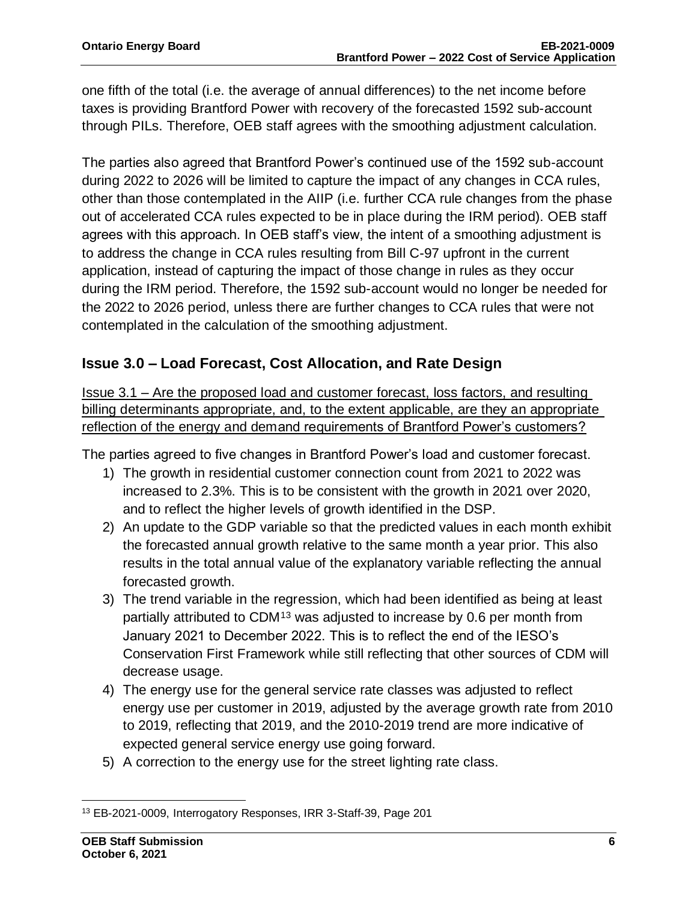one fifth of the total (i.e. the average of annual differences) to the net income before taxes is providing Brantford Power with recovery of the forecasted 1592 sub-account through PILs. Therefore, OEB staff agrees with the smoothing adjustment calculation.

The parties also agreed that Brantford Power's continued use of the 1592 sub-account during 2022 to 2026 will be limited to capture the impact of any changes in CCA rules, other than those contemplated in the AIIP (i.e. further CCA rule changes from the phase out of accelerated CCA rules expected to be in place during the IRM period). OEB staff agrees with this approach. In OEB staff's view, the intent of a smoothing adjustment is to address the change in CCA rules resulting from Bill C-97 upfront in the current application, instead of capturing the impact of those change in rules as they occur during the IRM period. Therefore, the 1592 sub-account would no longer be needed for the 2022 to 2026 period, unless there are further changes to CCA rules that were not contemplated in the calculation of the smoothing adjustment.

## Issue 3.0 – Load Forecast, Cost Allocation, and Rate Design

Issue 3.1 – Are the proposed load and customer forecast, loss factors, and resulting billing determinants appropriate, and, to the extent applicable, are they an appropriate reflection of the energy and demand requirements of Brantford Power's customers?

The parties agreed to five changes in Brantford Power's load and customer forecast.

1) The growth in residential customer connection count from 2021 to 2022 was increased to 2.3%. This is to be consistent with the growth in 2021 over 2020, and to reflect the higher levels of growth identified in the DSP.
2) An update to the GDP variable so that the predicted values in each month exhibit the forecasted annual growth relative to the same month a year prior. This also results in the total annual value of the explanatory variable reflecting the annual forecasted growth.
3) The trend variable in the regression, which had been identified as being at least partially attributed to CDM[13] was adjusted to increase by 0.6 per month from January 2021 to December 2022. This is to reflect the end of the IESO's Conservation First Framework while still reflecting that other sources of CDM will decrease usage.
4) The energy use for the general service rate classes was adjusted to reflect energy use per customer in 2019, adjusted by the average growth rate from 2010 to 2019, reflecting that 2019, and the 2010-2019 trend are more indicative of expected general service energy use going forward.
5) A correction to the energy use for the street lighting rate class.

[13] EB-2021-0009, Interrogatory Responses, IRR 3-Staff-39, Page 201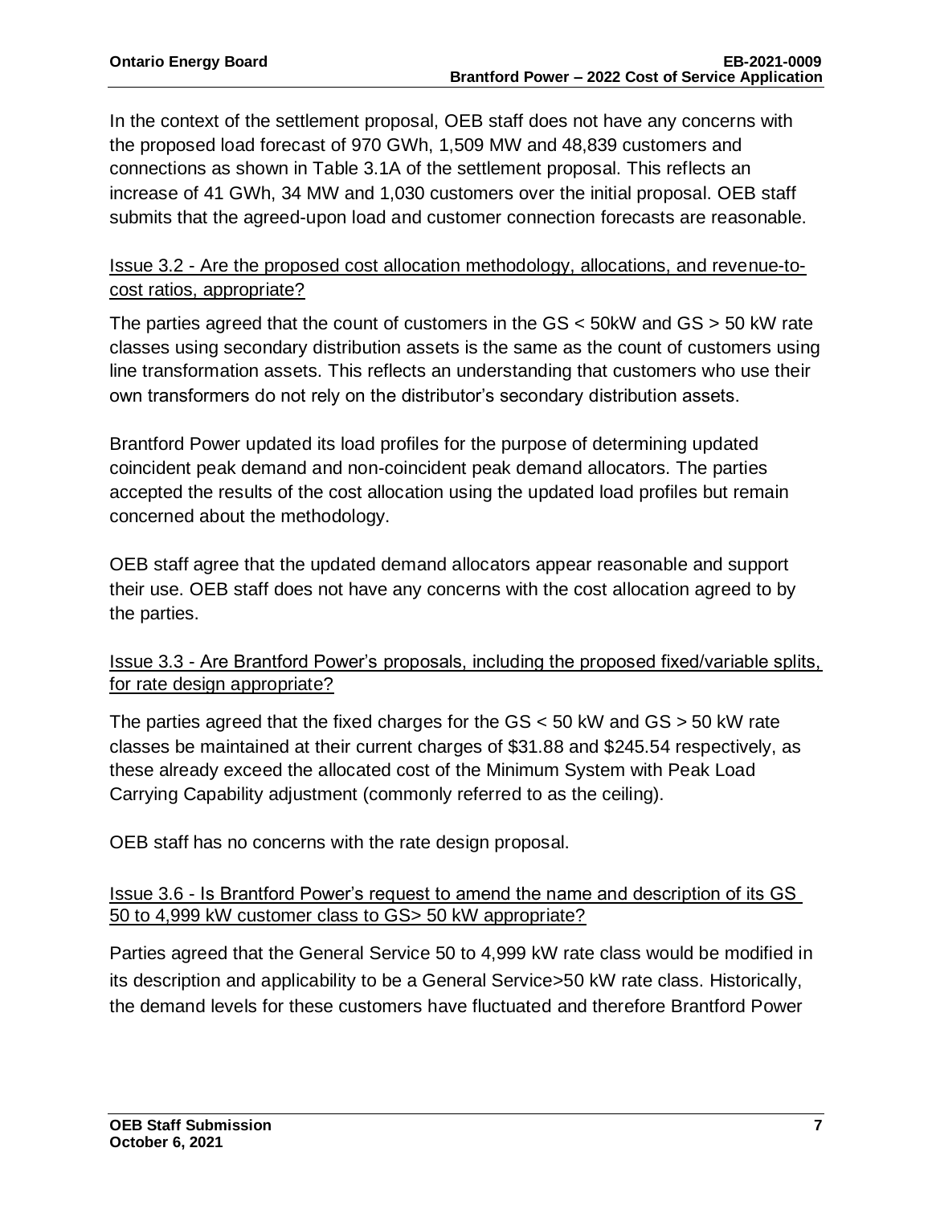In the context of the settlement proposal, OEB staff does not have any concerns with the proposed load forecast of 970 GWh, 1,509 MW and 48,839 customers and connections as shown in Table 3.1A of the settlement proposal. This reflects an increase of 41 GWh, 34 MW and 1,030 customers over the initial proposal. OEB staff submits that the agreed-upon load and customer connection forecasts are reasonable.

Issue 3.2 - Are the proposed cost allocation methodology, allocations, and revenue-to-cost ratios, appropriate?

The parties agreed that the count of customers in the GS < 50kW and GS > 50 kW rate classes using secondary distribution assets is the same as the count of customers using line transformation assets. This reflects an understanding that customers who use their own transformers do not rely on the distributor's secondary distribution assets.

Brantford Power updated its load profiles for the purpose of determining updated coincident peak demand and non-coincident peak demand allocators. The parties accepted the results of the cost allocation using the updated load profiles but remain concerned about the methodology.

OEB staff agree that the updated demand allocators appear reasonable and support their use. OEB staff does not have any concerns with the cost allocation agreed to by the parties.

Issue 3.3 - Are Brantford Power's proposals, including the proposed fixed/variable splits, for rate design appropriate?

The parties agreed that the fixed charges for the GS < 50 kW and GS > 50 kW rate classes be maintained at their current charges of $31.88 and $245.54 respectively, as these already exceed the allocated cost of the Minimum System with Peak Load Carrying Capability adjustment (commonly referred to as the ceiling).

OEB staff has no concerns with the rate design proposal.

Issue 3.6 - Is Brantford Power's request to amend the name and description of its GS 50 to 4,999 kW customer class to GS> 50 kW appropriate?

Parties agreed that the General Service 50 to 4,999 kW rate class would be modified in its description and applicability to be a General Service>50 kW rate class. Historically, the demand levels for these customers have fluctuated and therefore Brantford Power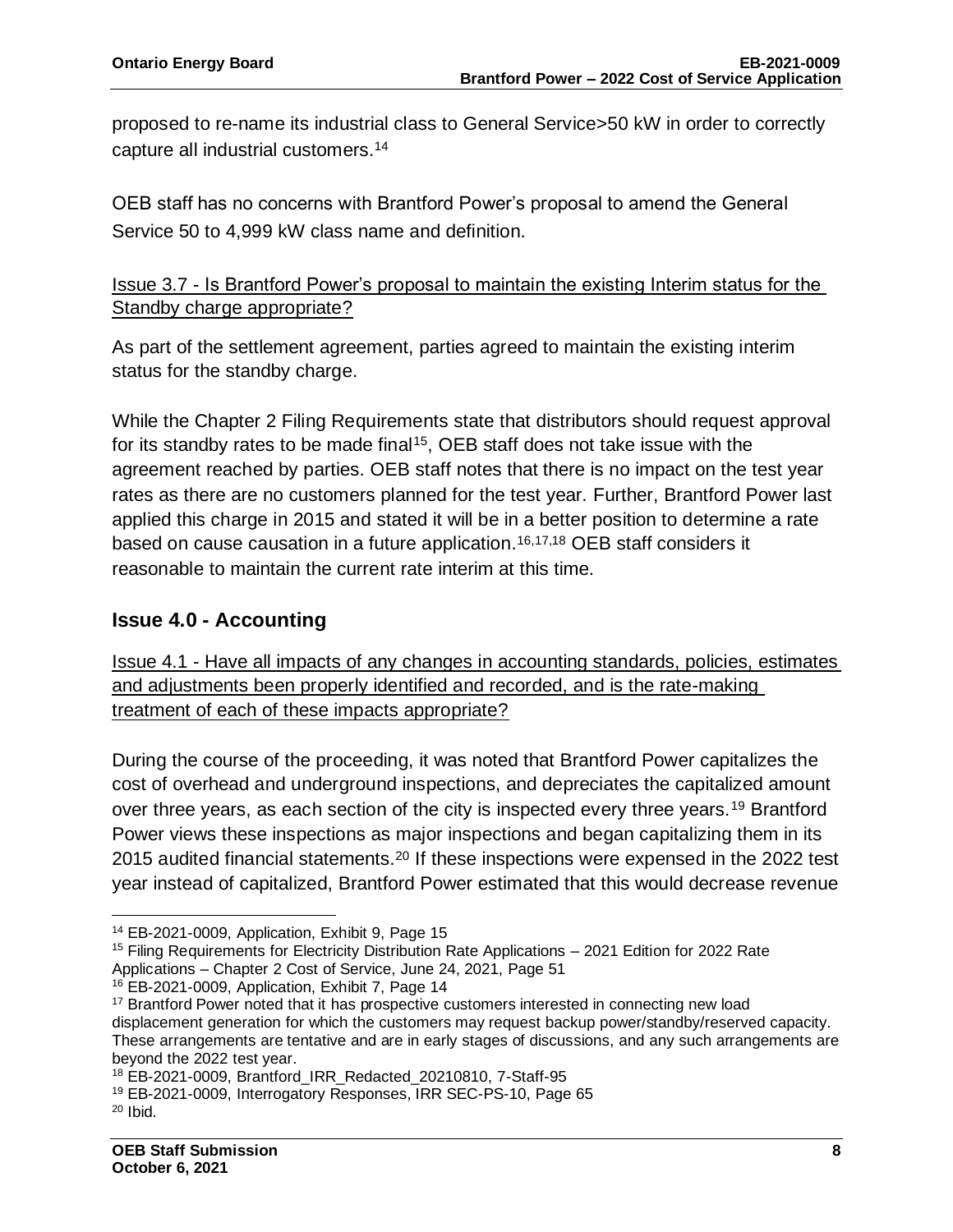proposed to re-name its industrial class to General Service>50 kW in order to correctly capture all industrial customers.[14]

OEB staff has no concerns with Brantford Power's proposal to amend the General Service 50 to 4,999 kW class name and definition.

Issue 3.7 - Is Brantford Power's proposal to maintain the existing Interim status for the Standby charge appropriate?

As part of the settlement agreement, parties agreed to maintain the existing interim status for the standby charge.

While the Chapter 2 Filing Requirements state that distributors should request approval for its standby rates to be made final[15], OEB staff does not take issue with the agreement reached by parties. OEB staff notes that there is no impact on the test year rates as there are no customers planned for the test year. Further, Brantford Power last applied this charge in 2015 and stated it will be in a better position to determine a rate based on cause causation in a future application.[16,17,18] OEB staff considers it reasonable to maintain the current rate interim at this time.

## Issue 4.0 - Accounting

Issue 4.1 - Have all impacts of any changes in accounting standards, policies, estimates and adjustments been properly identified and recorded, and is the rate-making treatment of each of these impacts appropriate?

During the course of the proceeding, it was noted that Brantford Power capitalizes the cost of overhead and underground inspections, and depreciates the capitalized amount over three years, as each section of the city is inspected every three years.[19] Brantford Power views these inspections as major inspections and began capitalizing them in its 2015 audited financial statements.[20] If these inspections were expensed in the 2022 test year instead of capitalized, Brantford Power estimated that this would decrease revenue

[14] EB-2021-0009, Application, Exhibit 9, Page 15

[15] Filing Requirements for Electricity Distribution Rate Applications – 2021 Edition for 2022 Rate Applications – Chapter 2 Cost of Service, June 24, 2021, Page 51

[16] EB-2021-0009, Application, Exhibit 7, Page 14

[17] Brantford Power noted that it has prospective customers interested in connecting new load displacement generation for which the customers may request backup power/standby/reserved capacity. These arrangements are tentative and are in early stages of discussions, and any such arrangements are beyond the 2022 test year.

[18] EB-2021-0009, Brantford_IRR_Redacted_20210810, 7-Staff-95

[19] EB-2021-0009, Interrogatory Responses, IRR SEC-PS-10, Page 65

[20] Ibid.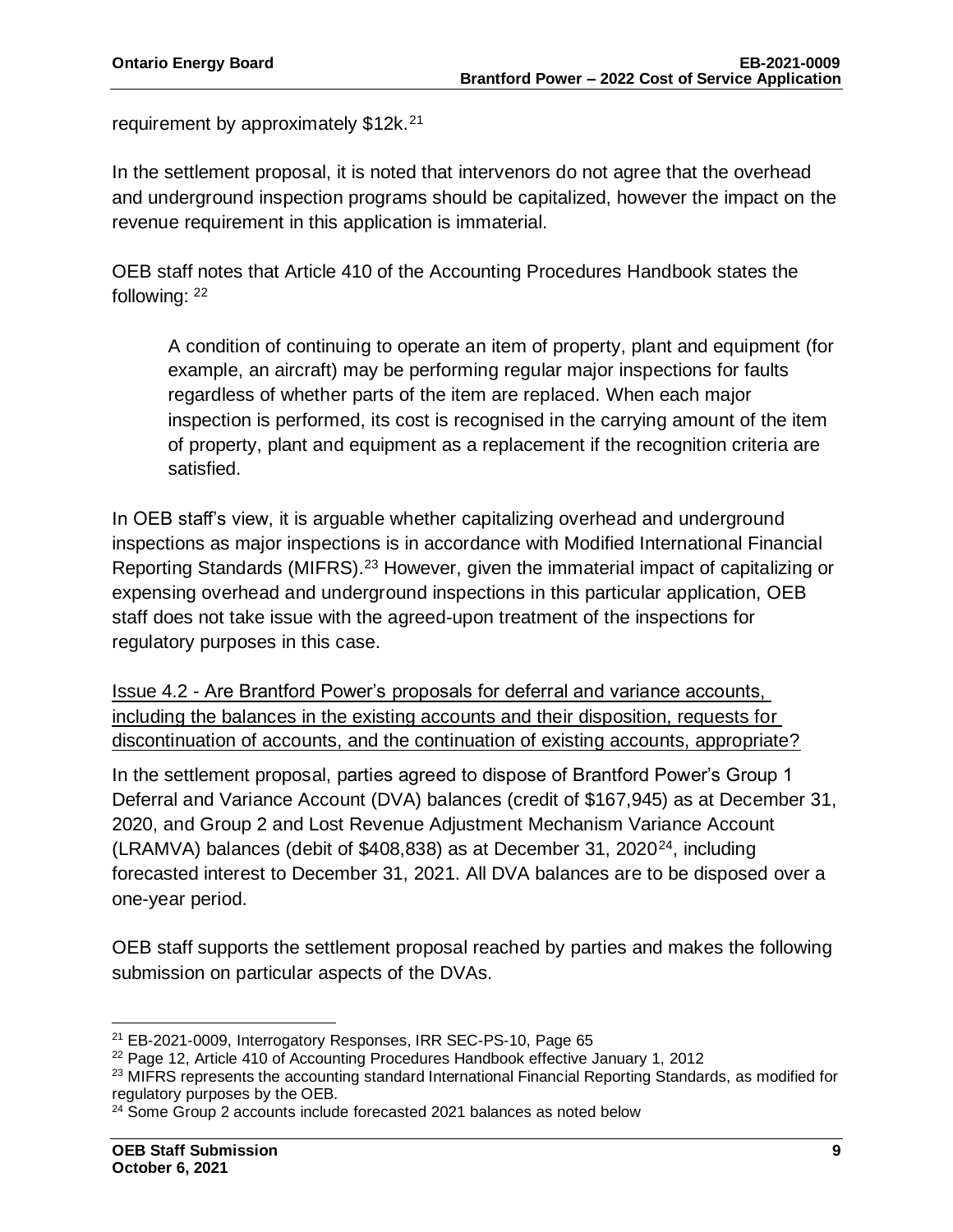requirement by approximately $12k.[21]

In the settlement proposal, it is noted that intervenors do not agree that the overhead and underground inspection programs should be capitalized, however the impact on the revenue requirement in this application is immaterial.

OEB staff notes that Article 410 of the Accounting Procedures Handbook states the following: [22]

> A condition of continuing to operate an item of property, plant and equipment (for example, an aircraft) may be performing regular major inspections for faults regardless of whether parts of the item are replaced. When each major inspection is performed, its cost is recognised in the carrying amount of the item of property, plant and equipment as a replacement if the recognition criteria are satisfied.

In OEB staff's view, it is arguable whether capitalizing overhead and underground inspections as major inspections is in accordance with Modified International Financial Reporting Standards (MIFRS).[23] However, given the immaterial impact of capitalizing or expensing overhead and underground inspections in this particular application, OEB staff does not take issue with the agreed-upon treatment of the inspections for regulatory purposes in this case.

<u>Issue 4.2 - Are Brantford Power's proposals for deferral and variance accounts, including the balances in the existing accounts and their disposition, requests for discontinuation of accounts, and the continuation of existing accounts, appropriate?</u>

In the settlement proposal, parties agreed to dispose of Brantford Power's Group 1 Deferral and Variance Account (DVA) balances (credit of $167,945) as at December 31, 2020, and Group 2 and Lost Revenue Adjustment Mechanism Variance Account (LRAMVA) balances (debit of $408,838) as at December 31, 2020[24], including forecasted interest to December 31, 2021. All DVA balances are to be disposed over a one-year period.

OEB staff supports the settlement proposal reached by parties and makes the following submission on particular aspects of the DVAs.

---

[21] EB-2021-0009, Interrogatory Responses, IRR SEC-PS-10, Page 65

[22] Page 12, Article 410 of Accounting Procedures Handbook effective January 1, 2012

[23] MIFRS represents the accounting standard International Financial Reporting Standards, as modified for regulatory purposes by the OEB.

[24] Some Group 2 accounts include forecasted 2021 balances as noted below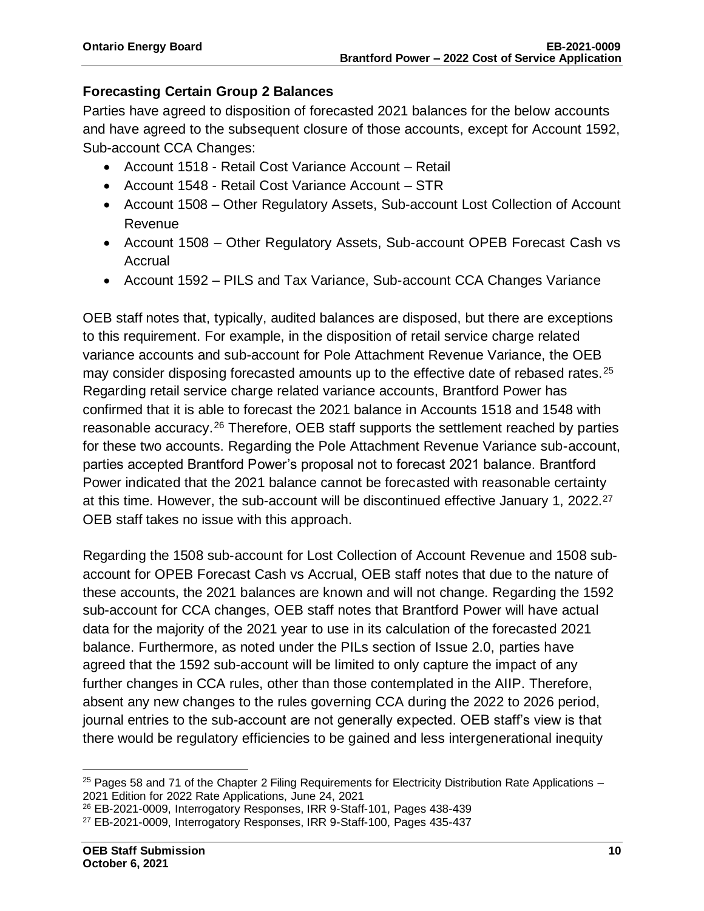### Forecasting Certain Group 2 Balances

Parties have agreed to disposition of forecasted 2021 balances for the below accounts and have agreed to the subsequent closure of those accounts, except for Account 1592, Sub-account CCA Changes:

- Account 1518 - Retail Cost Variance Account – Retail
- Account 1548 - Retail Cost Variance Account – STR
- Account 1508 – Other Regulatory Assets, Sub-account Lost Collection of Account Revenue
- Account 1508 – Other Regulatory Assets, Sub-account OPEB Forecast Cash vs Accrual
- Account 1592 – PILS and Tax Variance, Sub-account CCA Changes Variance

OEB staff notes that, typically, audited balances are disposed, but there are exceptions to this requirement. For example, in the disposition of retail service charge related variance accounts and sub-account for Pole Attachment Revenue Variance, the OEB may consider disposing forecasted amounts up to the effective date of rebased rates.[25] Regarding retail service charge related variance accounts, Brantford Power has confirmed that it is able to forecast the 2021 balance in Accounts 1518 and 1548 with reasonable accuracy.[26] Therefore, OEB staff supports the settlement reached by parties for these two accounts. Regarding the Pole Attachment Revenue Variance sub-account, parties accepted Brantford Power's proposal not to forecast 2021 balance. Brantford Power indicated that the 2021 balance cannot be forecasted with reasonable certainty at this time. However, the sub-account will be discontinued effective January 1, 2022.[27] OEB staff takes no issue with this approach.

Regarding the 1508 sub-account for Lost Collection of Account Revenue and 1508 sub-account for OPEB Forecast Cash vs Accrual, OEB staff notes that due to the nature of these accounts, the 2021 balances are known and will not change. Regarding the 1592 sub-account for CCA changes, OEB staff notes that Brantford Power will have actual data for the majority of the 2021 year to use in its calculation of the forecasted 2021 balance. Furthermore, as noted under the PILs section of Issue 2.0, parties have agreed that the 1592 sub-account will be limited to only capture the impact of any further changes in CCA rules, other than those contemplated in the AIIP. Therefore, absent any new changes to the rules governing CCA during the 2022 to 2026 period, journal entries to the sub-account are not generally expected. OEB staff's view is that there would be regulatory efficiencies to be gained and less intergenerational inequity

---

[25] Pages 58 and 71 of the Chapter 2 Filing Requirements for Electricity Distribution Rate Applications – 2021 Edition for 2022 Rate Applications, June 24, 2021

[26] EB-2021-0009, Interrogatory Responses, IRR 9-Staff-101, Pages 438-439

[27] EB-2021-0009, Interrogatory Responses, IRR 9-Staff-100, Pages 435-437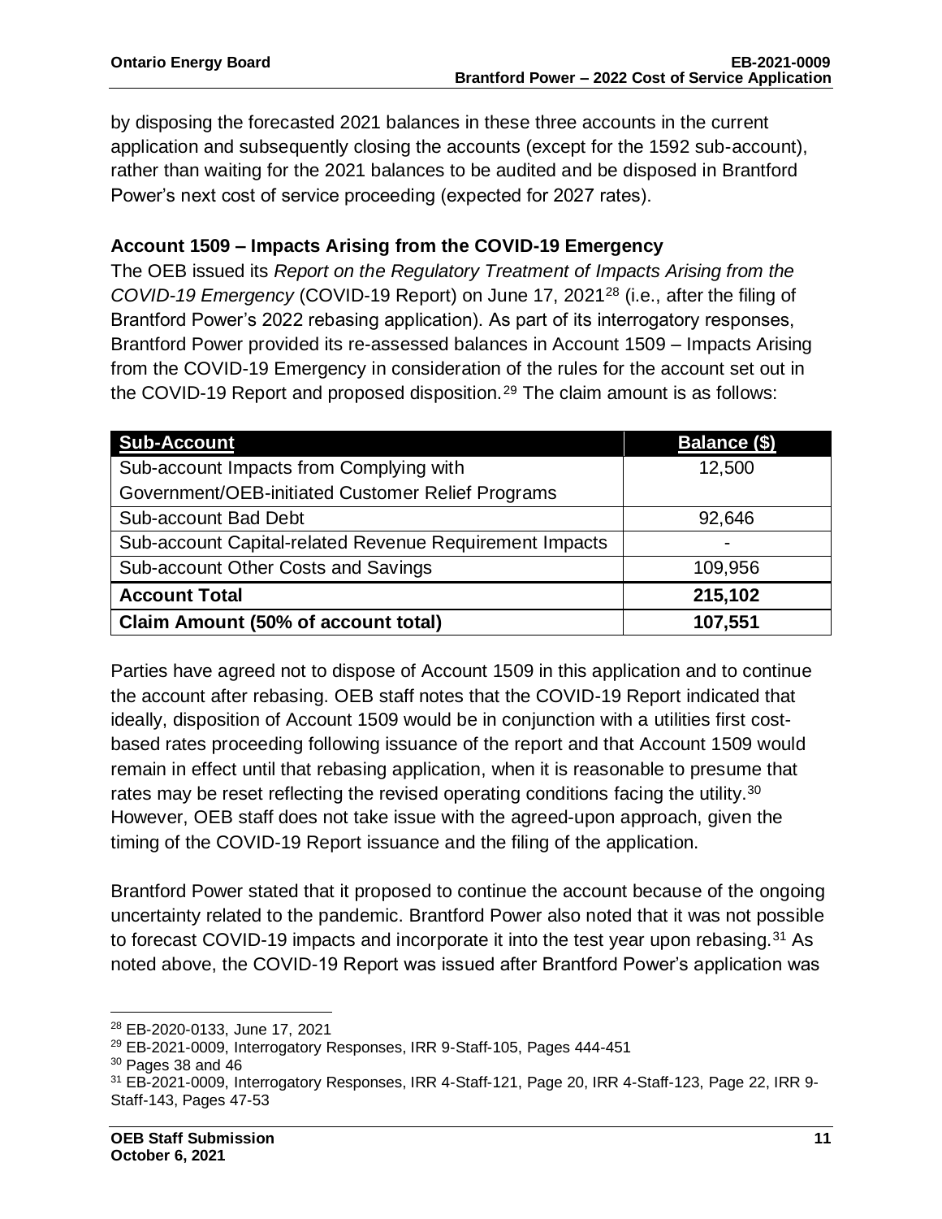by disposing the forecasted 2021 balances in these three accounts in the current application and subsequently closing the accounts (except for the 1592 sub-account), rather than waiting for the 2021 balances to be audited and be disposed in Brantford Power's next cost of service proceeding (expected for 2027 rates).

**Account 1509 – Impacts Arising from the COVID-19 Emergency**

The OEB issued its *Report on the Regulatory Treatment of Impacts Arising from the COVID-19 Emergency* (COVID-19 Report) on June 17, 2021[28] (i.e., after the filing of Brantford Power's 2022 rebasing application). As part of its interrogatory responses, Brantford Power provided its re-assessed balances in Account 1509 – Impacts Arising from the COVID-19 Emergency in consideration of the rules for the account set out in the COVID-19 Report and proposed disposition.[29] The claim amount is as follows:

| Sub-Account | Balance ($) |
|---|---|
| Sub-account Impacts from Complying with Government/OEB-initiated Customer Relief Programs | 12,500 |
| Sub-account Bad Debt | 92,646 |
| Sub-account Capital-related Revenue Requirement Impacts | - |
| Sub-account Other Costs and Savings | 109,956 |
| **Account Total** | **215,102** |
| **Claim Amount (50% of account total)** | **107,551** |

Parties have agreed not to dispose of Account 1509 in this application and to continue the account after rebasing. OEB staff notes that the COVID-19 Report indicated that ideally, disposition of Account 1509 would be in conjunction with a utilities first cost-based rates proceeding following issuance of the report and that Account 1509 would remain in effect until that rebasing application, when it is reasonable to presume that rates may be reset reflecting the revised operating conditions facing the utility.[30] However, OEB staff does not take issue with the agreed-upon approach, given the timing of the COVID-19 Report issuance and the filing of the application.

Brantford Power stated that it proposed to continue the account because of the ongoing uncertainty related to the pandemic. Brantford Power also noted that it was not possible to forecast COVID-19 impacts and incorporate it into the test year upon rebasing.[31] As noted above, the COVID-19 Report was issued after Brantford Power's application was

---

[28] EB-2020-0133, June 17, 2021

[29] EB-2021-0009, Interrogatory Responses, IRR 9-Staff-105, Pages 444-451

[30] Pages 38 and 46

[31] EB-2021-0009, Interrogatory Responses, IRR 4-Staff-121, Page 20, IRR 4-Staff-123, Page 22, IRR 9-Staff-143, Pages 47-53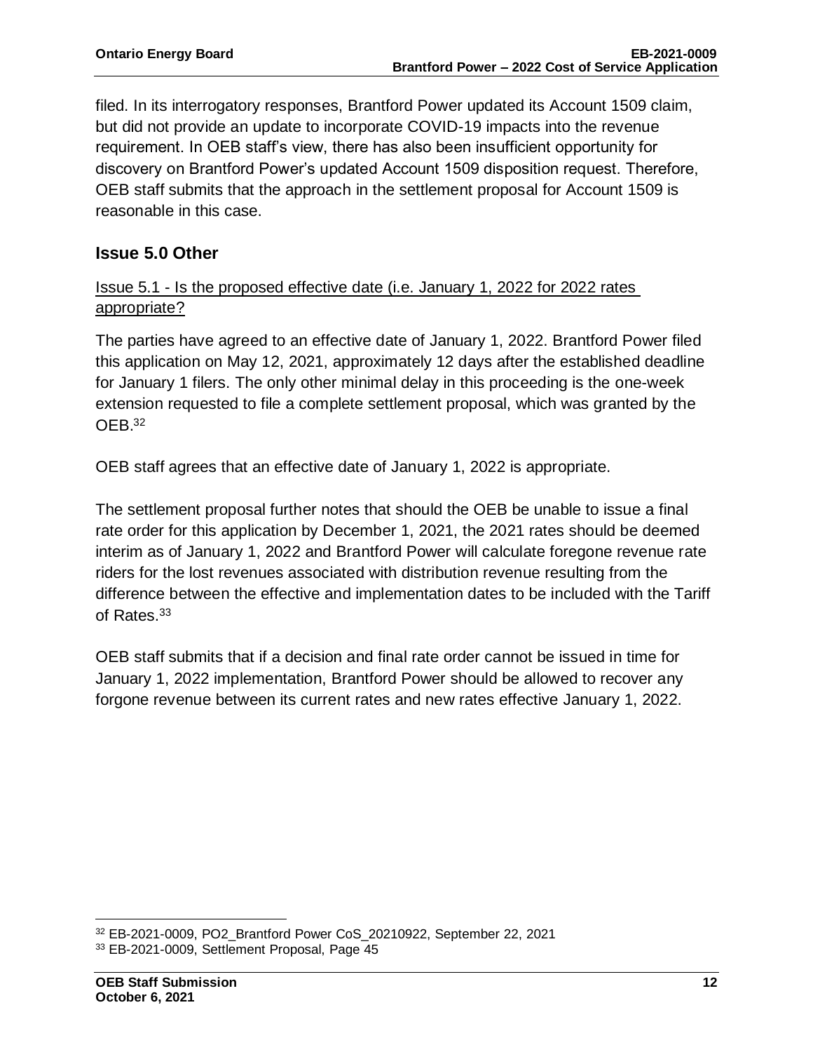filed. In its interrogatory responses, Brantford Power updated its Account 1509 claim, but did not provide an update to incorporate COVID-19 impacts into the revenue requirement. In OEB staff's view, there has also been insufficient opportunity for discovery on Brantford Power's updated Account 1509 disposition request. Therefore, OEB staff submits that the approach in the settlement proposal for Account 1509 is reasonable in this case.

## Issue 5.0 Other

Issue 5.1 - Is the proposed effective date (i.e. January 1, 2022 for 2022 rates appropriate?

The parties have agreed to an effective date of January 1, 2022. Brantford Power filed this application on May 12, 2021, approximately 12 days after the established deadline for January 1 filers. The only other minimal delay in this proceeding is the one-week extension requested to file a complete settlement proposal, which was granted by the OEB.[32]

OEB staff agrees that an effective date of January 1, 2022 is appropriate.

The settlement proposal further notes that should the OEB be unable to issue a final rate order for this application by December 1, 2021, the 2021 rates should be deemed interim as of January 1, 2022 and Brantford Power will calculate foregone revenue rate riders for the lost revenues associated with distribution revenue resulting from the difference between the effective and implementation dates to be included with the Tariff of Rates.[33]

OEB staff submits that if a decision and final rate order cannot be issued in time for January 1, 2022 implementation, Brantford Power should be allowed to recover any forgone revenue between its current rates and new rates effective January 1, 2022.

---

[32] EB-2021-0009, PO2_Brantford Power CoS_20210922, September 22, 2021

[33] EB-2021-0009, Settlement Proposal, Page 45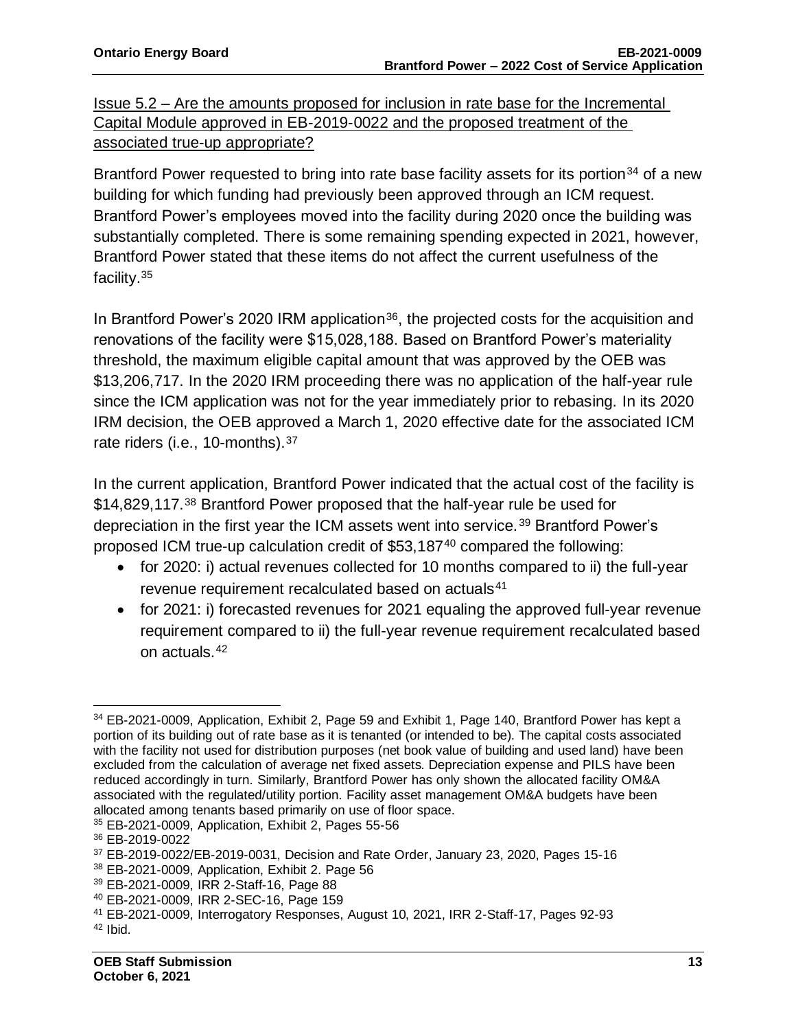Issue 5.2 – Are the amounts proposed for inclusion in rate base for the Incremental Capital Module approved in EB-2019-0022 and the proposed treatment of the associated true-up appropriate?

Brantford Power requested to bring into rate base facility assets for its portion[34] of a new building for which funding had previously been approved through an ICM request. Brantford Power's employees moved into the facility during 2020 once the building was substantially completed. There is some remaining spending expected in 2021, however, Brantford Power stated that these items do not affect the current usefulness of the facility.[35]

In Brantford Power's 2020 IRM application[36], the projected costs for the acquisition and renovations of the facility were $15,028,188. Based on Brantford Power's materiality threshold, the maximum eligible capital amount that was approved by the OEB was $13,206,717. In the 2020 IRM proceeding there was no application of the half-year rule since the ICM application was not for the year immediately prior to rebasing. In its 2020 IRM decision, the OEB approved a March 1, 2020 effective date for the associated ICM rate riders (i.e., 10-months).[37]

In the current application, Brantford Power indicated that the actual cost of the facility is $14,829,117.[38] Brantford Power proposed that the half-year rule be used for depreciation in the first year the ICM assets went into service.[39] Brantford Power's proposed ICM true-up calculation credit of $53,187[40] compared the following:

- for 2020: i) actual revenues collected for 10 months compared to ii) the full-year revenue requirement recalculated based on actuals[41]
- for 2021: i) forecasted revenues for 2021 equaling the approved full-year revenue requirement compared to ii) the full-year revenue requirement recalculated based on actuals.[42]

---

[34] EB-2021-0009, Application, Exhibit 2, Page 59 and Exhibit 1, Page 140, Brantford Power has kept a portion of its building out of rate base as it is tenanted (or intended to be). The capital costs associated with the facility not used for distribution purposes (net book value of building and used land) have been excluded from the calculation of average net fixed assets. Depreciation expense and PILS have been reduced accordingly in turn. Similarly, Brantford Power has only shown the allocated facility OM&A associated with the regulated/utility portion. Facility asset management OM&A budgets have been allocated among tenants based primarily on use of floor space.

[35] EB-2021-0009, Application, Exhibit 2, Pages 55-56

[36] EB-2019-0022

[37] EB-2019-0022/EB-2019-0031, Decision and Rate Order, January 23, 2020, Pages 15-16

[38] EB-2021-0009, Application, Exhibit 2. Page 56

[39] EB-2021-0009, IRR 2-Staff-16, Page 88

[40] EB-2021-0009, IRR 2-SEC-16, Page 159

[41] EB-2021-0009, Interrogatory Responses, August 10, 2021, IRR 2-Staff-17, Pages 92-93

[42] Ibid.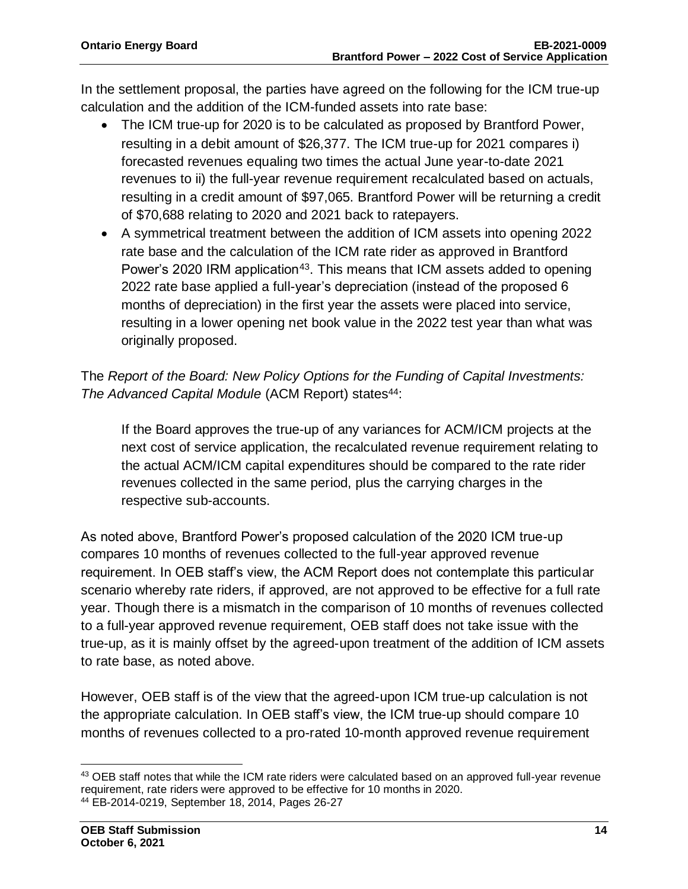In the settlement proposal, the parties have agreed on the following for the ICM true-up calculation and the addition of the ICM-funded assets into rate base:

- The ICM true-up for 2020 is to be calculated as proposed by Brantford Power, resulting in a debit amount of $26,377. The ICM true-up for 2021 compares i) forecasted revenues equaling two times the actual June year-to-date 2021 revenues to ii) the full-year revenue requirement recalculated based on actuals, resulting in a credit amount of $97,065. Brantford Power will be returning a credit of $70,688 relating to 2020 and 2021 back to ratepayers.
- A symmetrical treatment between the addition of ICM assets into opening 2022 rate base and the calculation of the ICM rate rider as approved in Brantford Power's 2020 IRM application[43]. This means that ICM assets added to opening 2022 rate base applied a full-year's depreciation (instead of the proposed 6 months of depreciation) in the first year the assets were placed into service, resulting in a lower opening net book value in the 2022 test year than what was originally proposed.

The *Report of the Board: New Policy Options for the Funding of Capital Investments: The Advanced Capital Module* (ACM Report) states[44]:

> If the Board approves the true-up of any variances for ACM/ICM projects at the next cost of service application, the recalculated revenue requirement relating to the actual ACM/ICM capital expenditures should be compared to the rate rider revenues collected in the same period, plus the carrying charges in the respective sub-accounts.

As noted above, Brantford Power's proposed calculation of the 2020 ICM true-up compares 10 months of revenues collected to the full-year approved revenue requirement. In OEB staff's view, the ACM Report does not contemplate this particular scenario whereby rate riders, if approved, are not approved to be effective for a full rate year. Though there is a mismatch in the comparison of 10 months of revenues collected to a full-year approved revenue requirement, OEB staff does not take issue with the true-up, as it is mainly offset by the agreed-upon treatment of the addition of ICM assets to rate base, as noted above.

However, OEB staff is of the view that the agreed-upon ICM true-up calculation is not the appropriate calculation. In OEB staff's view, the ICM true-up should compare 10 months of revenues collected to a pro-rated 10-month approved revenue requirement

---

[43] OEB staff notes that while the ICM rate riders were calculated based on an approved full-year revenue requirement, rate riders were approved to be effective for 10 months in 2020.

[44] EB-2014-0219, September 18, 2014, Pages 26-27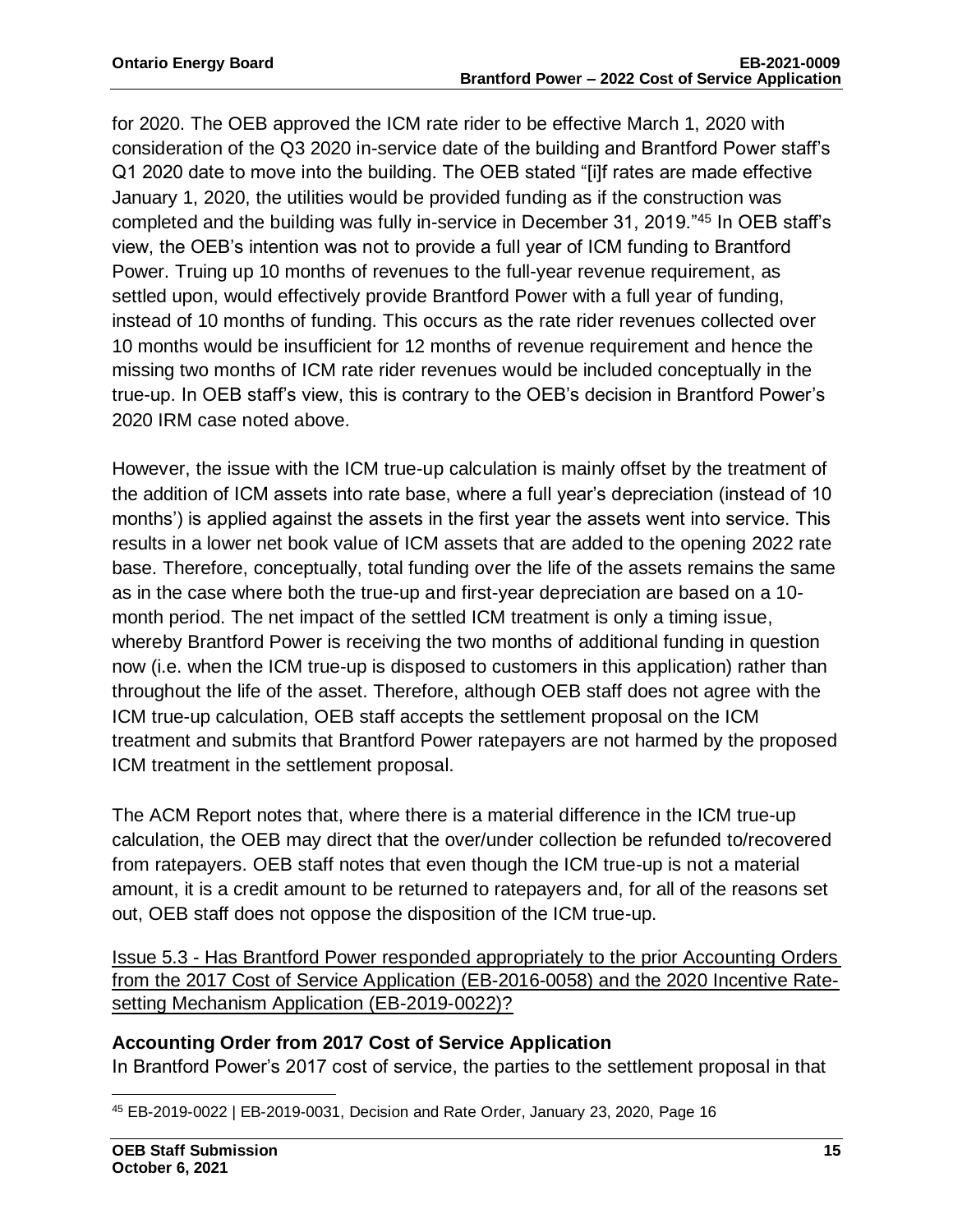for 2020. The OEB approved the ICM rate rider to be effective March 1, 2020 with consideration of the Q3 2020 in-service date of the building and Brantford Power staff's Q1 2020 date to move into the building. The OEB stated "[i]f rates are made effective January 1, 2020, the utilities would be provided funding as if the construction was completed and the building was fully in-service in December 31, 2019."[45] In OEB staff's view, the OEB's intention was not to provide a full year of ICM funding to Brantford Power. Truing up 10 months of revenues to the full-year revenue requirement, as settled upon, would effectively provide Brantford Power with a full year of funding, instead of 10 months of funding. This occurs as the rate rider revenues collected over 10 months would be insufficient for 12 months of revenue requirement and hence the missing two months of ICM rate rider revenues would be included conceptually in the true-up. In OEB staff's view, this is contrary to the OEB's decision in Brantford Power's 2020 IRM case noted above.

However, the issue with the ICM true-up calculation is mainly offset by the treatment of the addition of ICM assets into rate base, where a full year's depreciation (instead of 10 months') is applied against the assets in the first year the assets went into service. This results in a lower net book value of ICM assets that are added to the opening 2022 rate base. Therefore, conceptually, total funding over the life of the assets remains the same as in the case where both the true-up and first-year depreciation are based on a 10-month period. The net impact of the settled ICM treatment is only a timing issue, whereby Brantford Power is receiving the two months of additional funding in question now (i.e. when the ICM true-up is disposed to customers in this application) rather than throughout the life of the asset. Therefore, although OEB staff does not agree with the ICM true-up calculation, OEB staff accepts the settlement proposal on the ICM treatment and submits that Brantford Power ratepayers are not harmed by the proposed ICM treatment in the settlement proposal.

The ACM Report notes that, where there is a material difference in the ICM true-up calculation, the OEB may direct that the over/under collection be refunded to/recovered from ratepayers. OEB staff notes that even though the ICM true-up is not a material amount, it is a credit amount to be returned to ratepayers and, for all of the reasons set out, OEB staff does not oppose the disposition of the ICM true-up.

<u>Issue 5.3 - Has Brantford Power responded appropriately to the prior Accounting Orders from the 2017 Cost of Service Application (EB-2016-0058) and the 2020 Incentive Rate-setting Mechanism Application (EB-2019-0022)?</u>

**Accounting Order from 2017 Cost of Service Application**

In Brantford Power's 2017 cost of service, the parties to the settlement proposal in that

[45] EB-2019-0022 | EB-2019-0031, Decision and Rate Order, January 23, 2020, Page 16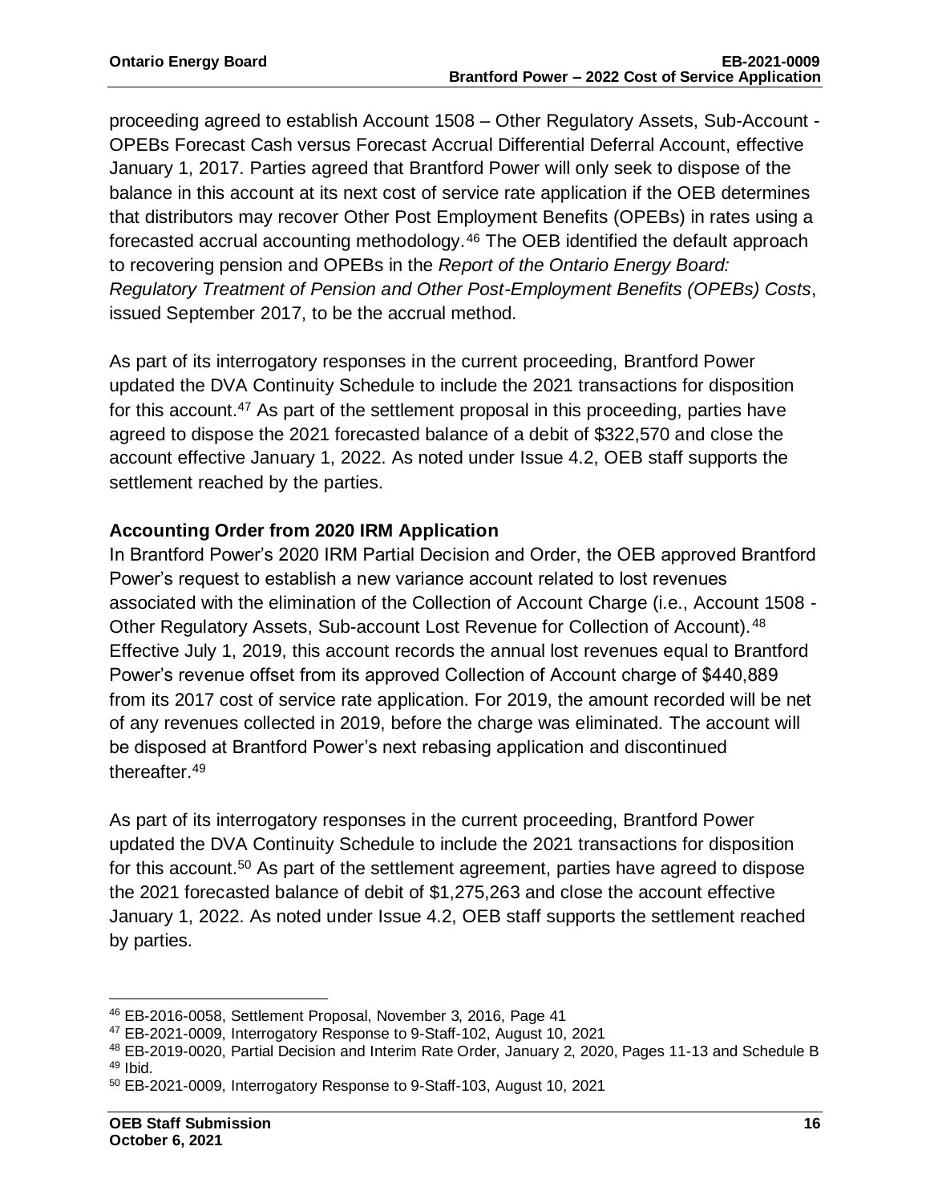proceeding agreed to establish Account 1508 – Other Regulatory Assets, Sub-Account - OPEBs Forecast Cash versus Forecast Accrual Differential Deferral Account, effective January 1, 2017. Parties agreed that Brantford Power will only seek to dispose of the balance in this account at its next cost of service rate application if the OEB determines that distributors may recover Other Post Employment Benefits (OPEBs) in rates using a forecasted accrual accounting methodology.[46] The OEB identified the default approach to recovering pension and OPEBs in the *Report of the Ontario Energy Board: Regulatory Treatment of Pension and Other Post-Employment Benefits (OPEBs) Costs*, issued September 2017, to be the accrual method.

As part of its interrogatory responses in the current proceeding, Brantford Power updated the DVA Continuity Schedule to include the 2021 transactions for disposition for this account.[47] As part of the settlement proposal in this proceeding, parties have agreed to dispose the 2021 forecasted balance of a debit of $322,570 and close the account effective January 1, 2022. As noted under Issue 4.2, OEB staff supports the settlement reached by the parties.

**Accounting Order from 2020 IRM Application**

In Brantford Power's 2020 IRM Partial Decision and Order, the OEB approved Brantford Power's request to establish a new variance account related to lost revenues associated with the elimination of the Collection of Account Charge (i.e., Account 1508 - Other Regulatory Assets, Sub-account Lost Revenue for Collection of Account).[48] Effective July 1, 2019, this account records the annual lost revenues equal to Brantford Power's revenue offset from its approved Collection of Account charge of $440,889 from its 2017 cost of service rate application. For 2019, the amount recorded will be net of any revenues collected in 2019, before the charge was eliminated. The account will be disposed at Brantford Power's next rebasing application and discontinued thereafter.[49]

As part of its interrogatory responses in the current proceeding, Brantford Power updated the DVA Continuity Schedule to include the 2021 transactions for disposition for this account.[50] As part of the settlement agreement, parties have agreed to dispose the 2021 forecasted balance of debit of $1,275,263 and close the account effective January 1, 2022. As noted under Issue 4.2, OEB staff supports the settlement reached by parties.

---

[46] EB-2016-0058, Settlement Proposal, November 3, 2016, Page 41

[47] EB-2021-0009, Interrogatory Response to 9-Staff-102, August 10, 2021

[48] EB-2019-0020, Partial Decision and Interim Rate Order, January 2, 2020, Pages 11-13 and Schedule B

[49] Ibid.

[50] EB-2021-0009, Interrogatory Response to 9-Staff-103, August 10, 2021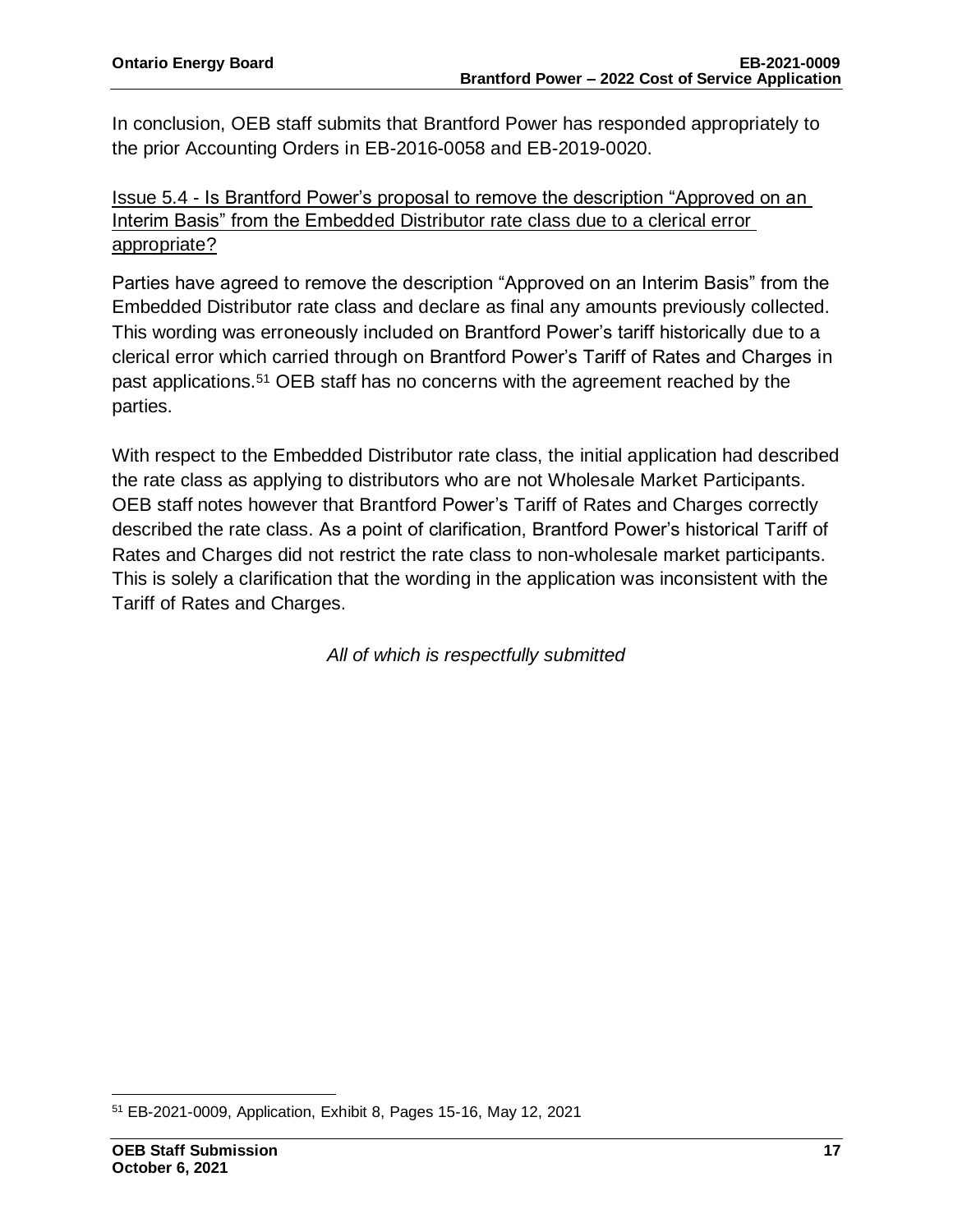In conclusion, OEB staff submits that Brantford Power has responded appropriately to the prior Accounting Orders in EB-2016-0058 and EB-2019-0020.

Issue 5.4 - Is Brantford Power's proposal to remove the description "Approved on an Interim Basis" from the Embedded Distributor rate class due to a clerical error appropriate?

Parties have agreed to remove the description "Approved on an Interim Basis" from the Embedded Distributor rate class and declare as final any amounts previously collected. This wording was erroneously included on Brantford Power's tariff historically due to a clerical error which carried through on Brantford Power's Tariff of Rates and Charges in past applications.[51] OEB staff has no concerns with the agreement reached by the parties.

With respect to the Embedded Distributor rate class, the initial application had described the rate class as applying to distributors who are not Wholesale Market Participants. OEB staff notes however that Brantford Power's Tariff of Rates and Charges correctly described the rate class. As a point of clarification, Brantford Power's historical Tariff of Rates and Charges did not restrict the rate class to non-wholesale market participants. This is solely a clarification that the wording in the application was inconsistent with the Tariff of Rates and Charges.

*All of which is respectfully submitted*

---

[51] EB-2021-0009, Application, Exhibit 8, Pages 15-16, May 12, 2021